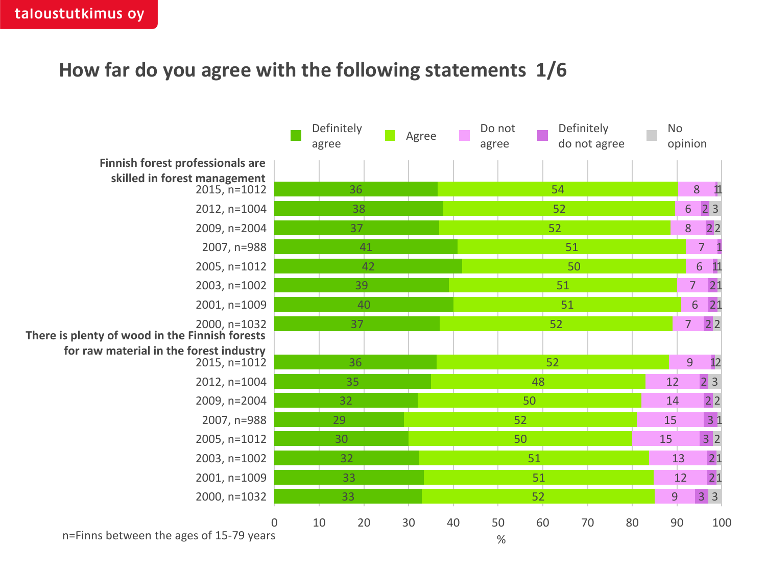taloustutkimus oy

# How far do you agree with the following statements 1/6

| | Definitely agree | Agree | Do not agree | Definitely do not agree | No opinion |
|---|---|---|---|---|---|
| **Finnish forest professionals are skilled in forest management** | | | | | |
| 2015, n=1012 | 36 | 54 | 8 | 1 | 1 |
| 2012, n=1004 | 38 | 52 | 6 | 2 | 3 |
| 2009, n=2004 | 37 | 52 | 8 | 2 | 2 |
| 2007, n=988 | 41 | 51 | 7 | 1 | |
| 2005, n=1012 | 42 | 50 | 6 | 1 | 1 |
| 2003, n=1002 | 39 | 51 | 7 | 2 | 1 |
| 2001, n=1009 | 40 | 51 | 6 | 2 | 1 |
| 2000, n=1032 | 37 | 52 | 7 | 2 | 2 |
| **There is plenty of wood in the Finnish forests for raw material in the forest industry** | | | | | |
| 2015, n=1012 | 36 | 52 | 9 | 1 | 2 |
| 2012, n=1004 | 35 | 48 | 12 | 2 | 3 |
| 2009, n=2004 | 32 | 50 | 14 | 2 | 2 |
| 2007, n=988 | 29 | 52 | 15 | 3 | 1 |
| 2005, n=1012 | 30 | 50 | 15 | 3 | 2 |
| 2003, n=1002 | 32 | 51 | 13 | 2 | 1 |
| 2001, n=1009 | 33 | 51 | 12 | 2 | 1 |
| 2000, n=1032 | 33 | 52 | 9 | 3 | 3 |

%

n=Finns between the ages of 15-79 years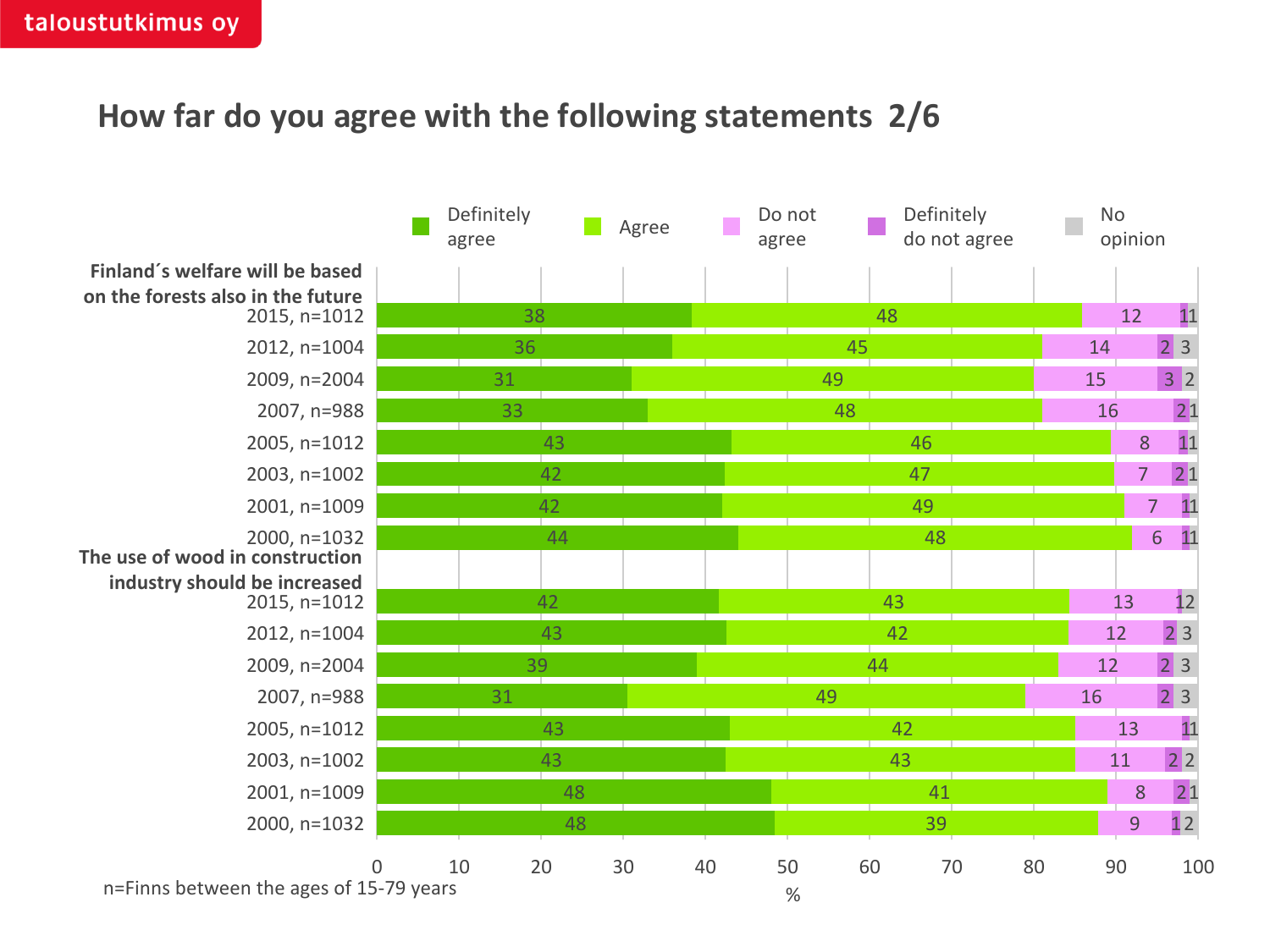taloustutkimus oy

# How far do you agree with the following statements 2/6

**Finland´s welfare will be based on the forests also in the future**

| Year | Definitely agree | Agree | Do not agree | Definitely do not agree | No opinion |
|---|---|---|---|---|---|
| 2015, n=1012 | 38 | 48 | 12 | 1 | 1 |
| 2012, n=1004 | 36 | 45 | 14 | 2 | 3 |
| 2009, n=2004 | 31 | 49 | 15 | 3 | 2 |
| 2007, n=988 | 33 | 48 | 16 | 2 | 1 |
| 2005, n=1012 | 43 | 46 | 8 | 1 | 1 |
| 2003, n=1002 | 42 | 47 | 7 | 2 | 1 |
| 2001, n=1009 | 42 | 49 | 7 | 1 | 1 |
| 2000, n=1032 | 44 | 48 | 6 | 1 | 1 |

**The use of wood in construction industry should be increased**

| Year | Definitely agree | Agree | Do not agree | Definitely do not agree | No opinion |
|---|---|---|---|---|---|
| 2015, n=1012 | 42 | 43 | 13 | 1 | 2 |
| 2012, n=1004 | 43 | 42 | 12 | 2 | 3 |
| 2009, n=2004 | 39 | 44 | 12 | 2 | 3 |
| 2007, n=988 | 31 | 49 | 16 | 2 | 3 |
| 2005, n=1012 | 43 | 42 | 13 | 1 | 1 |
| 2003, n=1002 | 43 | 43 | 11 | 2 | 2 |
| 2001, n=1009 | 48 | 41 | 8 | 2 | 1 |
| 2000, n=1032 | 48 | 39 | 9 | 1 | 2 |

%

n=Finns between the ages of 15-79 years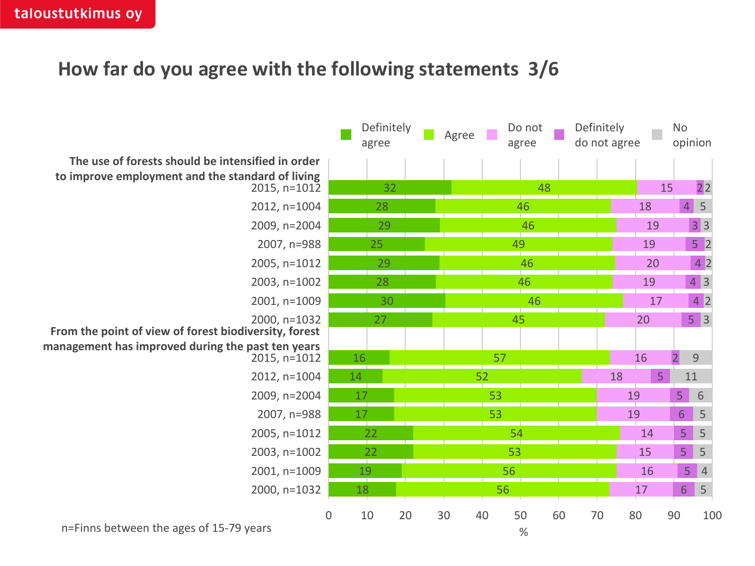taloustutkimus oy

# How far do you agree with the following statements 3/6

**The use of forests should be intensified in order to improve employment and the standard of living**

| | Definitely agree | Agree | Do not agree | Definitely do not agree | No opinion |
|---|---|---|---|---|---|
| 2015, n=1012 | 32 | 48 | 15 | 2 | 2 |
| 2012, n=1004 | 28 | 46 | 18 | 4 | 5 |
| 2009, n=2004 | 29 | 46 | 19 | 3 | 3 |
| 2007, n=988 | 25 | 49 | 19 | 5 | 2 |
| 2005, n=1012 | 29 | 46 | 20 | 4 | 2 |
| 2003, n=1002 | 28 | 46 | 19 | 4 | 3 |
| 2001, n=1009 | 30 | 46 | 17 | 4 | 2 |
| 2000, n=1032 | 27 | 45 | 20 | 5 | 3 |

**From the point of view of forest biodiversity, forest management has improved during the past ten years**

| | Definitely agree | Agree | Do not agree | Definitely do not agree | No opinion |
|---|---|---|---|---|---|
| 2015, n=1012 | 16 | 57 | 16 | 2 | 9 |
| 2012, n=1004 | 14 | 52 | 18 | 5 | 11 |
| 2009, n=2004 | 17 | 53 | 19 | 5 | 6 |
| 2007, n=988 | 17 | 53 | 19 | 6 | 5 |
| 2005, n=1012 | 22 | 54 | 14 | 5 | 5 |
| 2003, n=1002 | 22 | 53 | 15 | 5 | 5 |
| 2001, n=1009 | 19 | 56 | 16 | 5 | 4 |
| 2000, n=1032 | 18 | 56 | 17 | 6 | 5 |

%

n=Finns between the ages of 15-79 years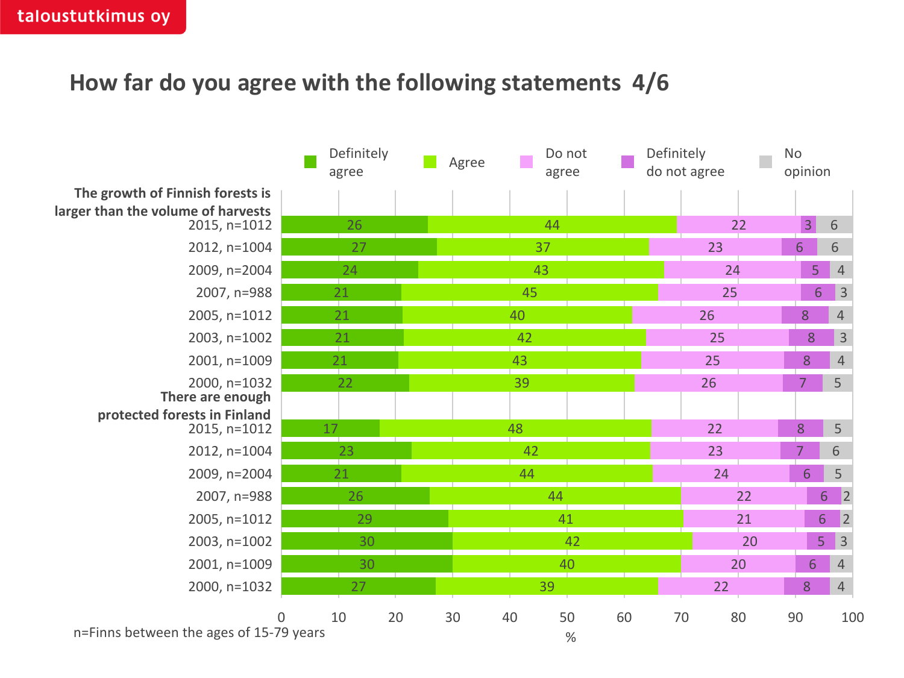# How far do you agree with the following statements 4/6

| | Definitely agree | Agree | Do not agree | Definitely do not agree | No opinion |
|---|---|---|---|---|---|
| **The growth of Finnish forests is larger than the volume of harvests** | | | | | |
| 2015, n=1012 | 26 | 44 | 22 | 3 | 6 |
| 2012, n=1004 | 27 | 37 | 23 | 6 | 6 |
| 2009, n=2004 | 24 | 43 | 24 | 5 | 4 |
| 2007, n=988 | 21 | 45 | 25 | 6 | 3 |
| 2005, n=1012 | 21 | 40 | 26 | 8 | 4 |
| 2003, n=1002 | 21 | 42 | 25 | 8 | 3 |
| 2001, n=1009 | 21 | 43 | 25 | 8 | 4 |
| 2000, n=1032 | 22 | 39 | 26 | 7 | 5 |
| **There are enough protected forests in Finland** | | | | | |
| 2015, n=1012 | 17 | 48 | 22 | 8 | 5 |
| 2012, n=1004 | 23 | 42 | 23 | 7 | 6 |
| 2009, n=2004 | 21 | 44 | 24 | 6 | 5 |
| 2007, n=988 | 26 | 44 | 22 | 6 | 2 |
| 2005, n=1012 | 29 | 41 | 21 | 6 | 2 |
| 2003, n=1002 | 30 | 42 | 20 | 5 | 3 |
| 2001, n=1009 | 30 | 40 | 20 | 6 | 4 |
| 2000, n=1032 | 27 | 39 | 22 | 8 | 4 |

%

n=Finns between the ages of 15-79 years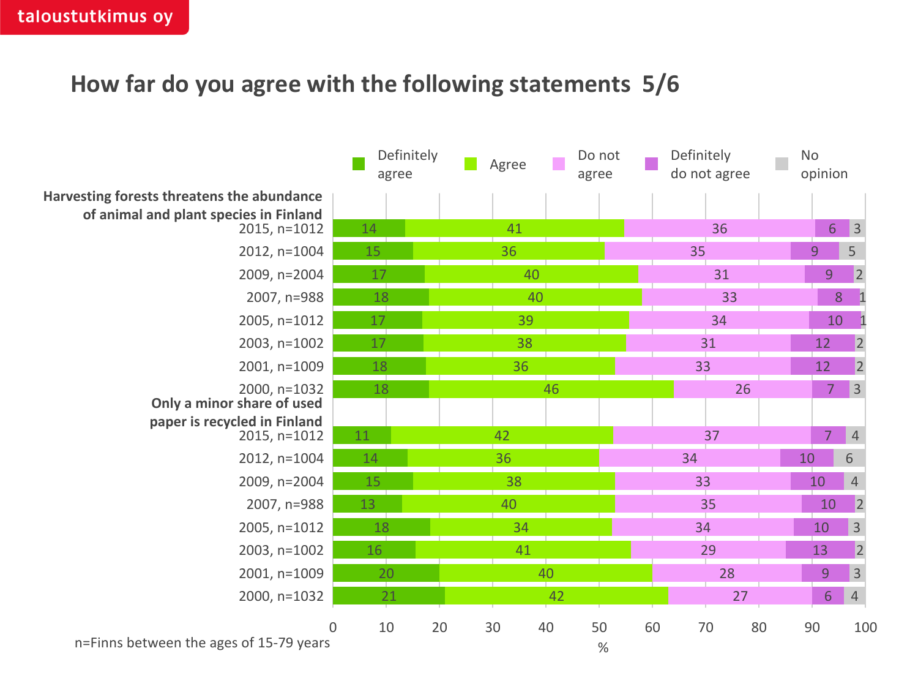# How far do you agree with the following statements 5/6

**Harvesting forests threatens the abundance of animal and plant species in Finland**

| | Definitely agree | Agree | Do not agree | Definitely do not agree | No opinion |
|---|---|---|---|---|---|
| 2015, n=1012 | 14 | 41 | 36 | 6 | 3 |
| 2012, n=1004 | 15 | 36 | 35 | 9 | 5 |
| 2009, n=2004 | 17 | 40 | 31 | 9 | 2 |
| 2007, n=988 | 18 | 40 | 33 | 8 | 1 |
| 2005, n=1012 | 17 | 39 | 34 | 10 | 1 |
| 2003, n=1002 | 17 | 38 | 31 | 12 | 2 |
| 2001, n=1009 | 18 | 36 | 33 | 12 | 2 |
| 2000, n=1032 | 18 | 46 | 26 | 7 | 3 |

**Only a minor share of used paper is recycled in Finland**

| | Definitely agree | Agree | Do not agree | Definitely do not agree | No opinion |
|---|---|---|---|---|---|
| 2015, n=1012 | 11 | 42 | 37 | 7 | 4 |
| 2012, n=1004 | 14 | 36 | 34 | 10 | 6 |
| 2009, n=2004 | 15 | 38 | 33 | 10 | 4 |
| 2007, n=988 | 13 | 40 | 35 | 10 | 2 |
| 2005, n=1012 | 18 | 34 | 34 | 10 | 3 |
| 2003, n=1002 | 16 | 41 | 29 | 13 | 2 |
| 2001, n=1009 | 20 | 40 | 28 | 9 | 3 |
| 2000, n=1032 | 21 | 42 | 27 | 6 | 4 |

%

n=Finns between the ages of 15-79 years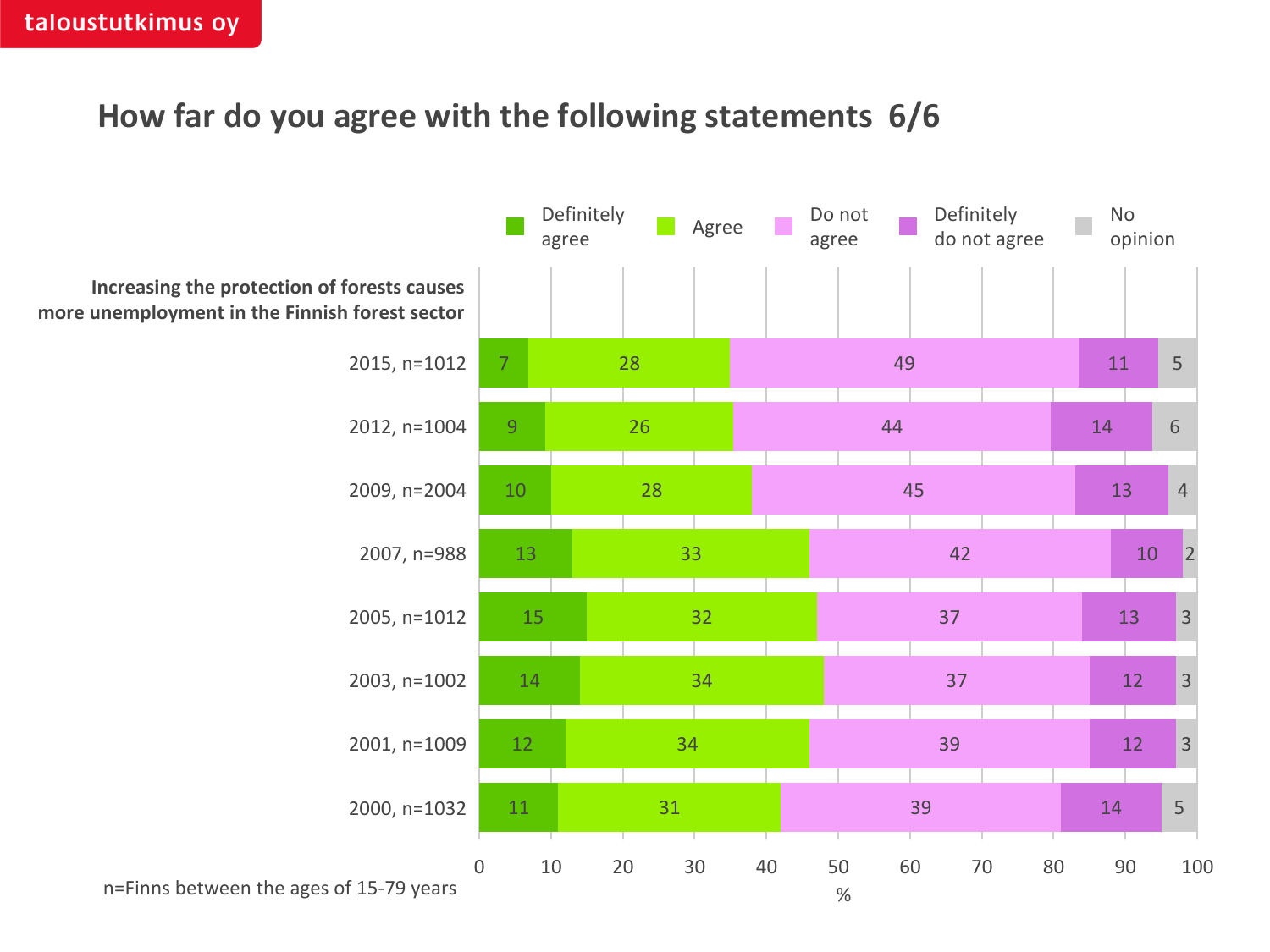taloustutkimus oy

# How far do you agree with the following statements 6/6

Definitely agree
Agree
Do not agree
Definitely do not agree
No opinion

**Increasing the protection of forests causes more unemployment in the Finnish forest sector**

2015, n=1012: 7, 28, 49, 11, 5
2012, n=1004: 9, 26, 44, 14, 6
2009, n=2004: 10, 28, 45, 13, 4
2007, n=988: 13, 33, 42, 10, 2
2005, n=1012: 15, 32, 37, 13, 3
2003, n=1002: 14, 34, 37, 12, 3
2001, n=1009: 12, 34, 39, 12, 3
2000, n=1032: 11, 31, 39, 14, 5

0 10 20 30 40 50 60 70 80 90 100
%

n=Finns between the ages of 15-79 years